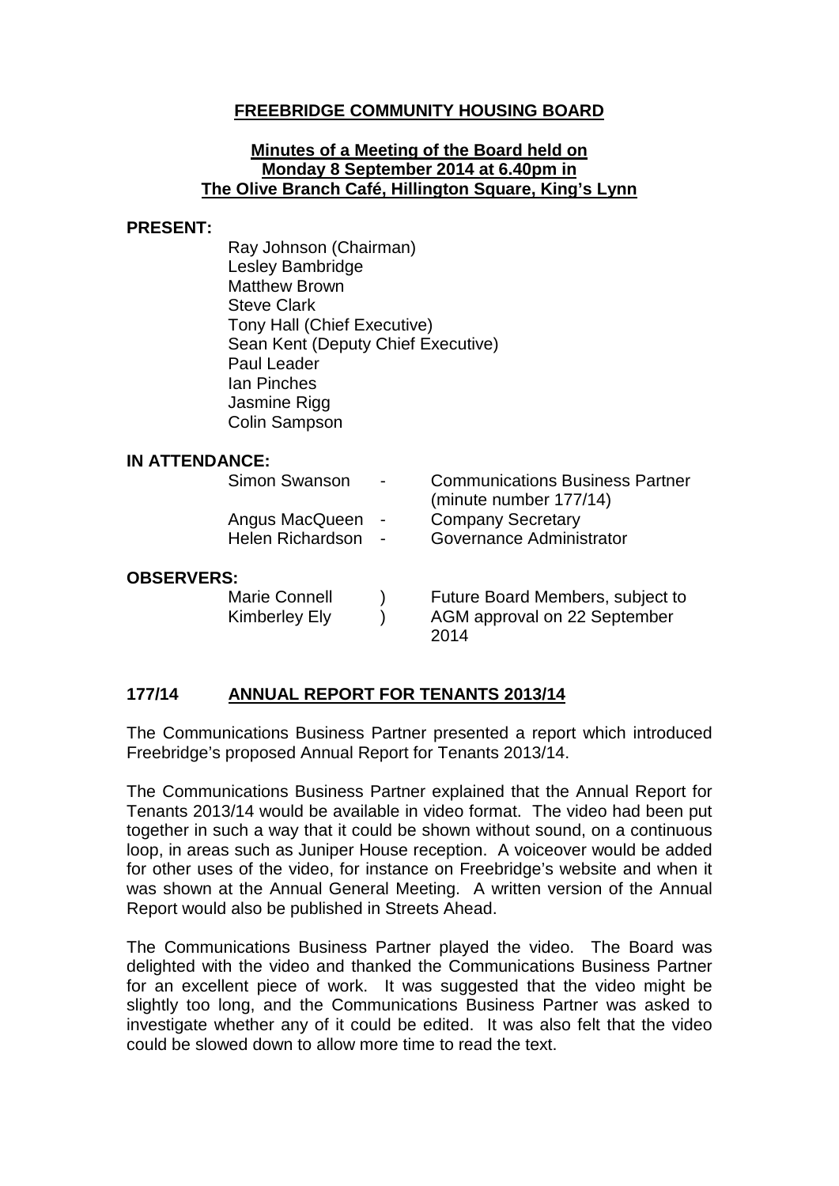# FREEBRIDGE COMMUNITY HOUSING BOARD

## Minutes of a Meeting of the Board held on Monday 8 September 2014 at 6.40pm in The Olive Branch Café, Hillington Square, King's Lynn

**PRESENT:**

Ray Johnson (Chairman)
Lesley Bambridge
Matthew Brown
Steve Clark
Tony Hall (Chief Executive)
Sean Kent (Deputy Chief Executive)
Paul Leader
Ian Pinches
Jasmine Rigg
Colin Sampson

**IN ATTENDANCE:**

| | | |
|---|---|---|
| Simon Swanson | - | Communications Business Partner (minute number 177/14) |
| Angus MacQueen | - | Company Secretary |
| Helen Richardson | - | Governance Administrator |

**OBSERVERS:**

| | | |
|---|---|---|
| Marie Connell | ) | Future Board Members, subject to AGM approval on 22 September 2014 |
| Kimberley Ely | ) | |

### 177/14 ANNUAL REPORT FOR TENANTS 2013/14

The Communications Business Partner presented a report which introduced Freebridge's proposed Annual Report for Tenants 2013/14.

The Communications Business Partner explained that the Annual Report for Tenants 2013/14 would be available in video format. The video had been put together in such a way that it could be shown without sound, on a continuous loop, in areas such as Juniper House reception. A voiceover would be added for other uses of the video, for instance on Freebridge's website and when it was shown at the Annual General Meeting. A written version of the Annual Report would also be published in Streets Ahead.

The Communications Business Partner played the video. The Board was delighted with the video and thanked the Communications Business Partner for an excellent piece of work. It was suggested that the video might be slightly too long, and the Communications Business Partner was asked to investigate whether any of it could be edited. It was also felt that the video could be slowed down to allow more time to read the text.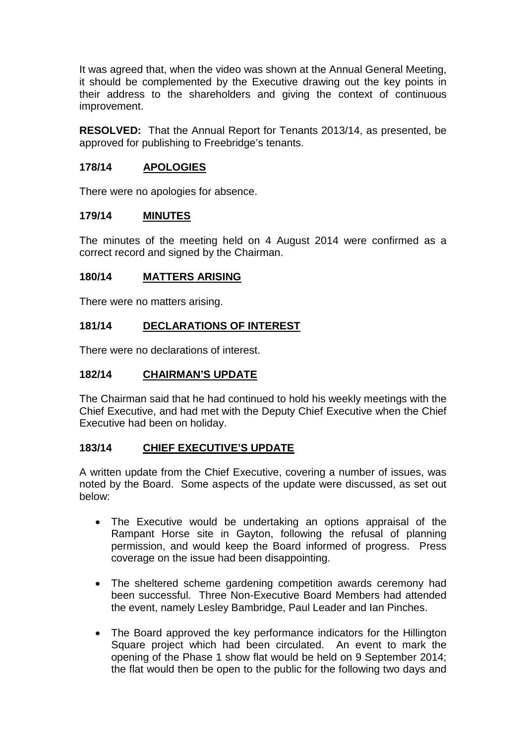It was agreed that, when the video was shown at the Annual General Meeting, it should be complemented by the Executive drawing out the key points in their address to the shareholders and giving the context of continuous improvement.

**RESOLVED:** That the Annual Report for Tenants 2013/14, as presented, be approved for publishing to Freebridge's tenants.

## 178/14 APOLOGIES

There were no apologies for absence.

## 179/14 MINUTES

The minutes of the meeting held on 4 August 2014 were confirmed as a correct record and signed by the Chairman.

## 180/14 MATTERS ARISING

There were no matters arising.

## 181/14 DECLARATIONS OF INTEREST

There were no declarations of interest.

## 182/14 CHAIRMAN'S UPDATE

The Chairman said that he had continued to hold his weekly meetings with the Chief Executive, and had met with the Deputy Chief Executive when the Chief Executive had been on holiday.

## 183/14 CHIEF EXECUTIVE'S UPDATE

A written update from the Chief Executive, covering a number of issues, was noted by the Board. Some aspects of the update were discussed, as set out below:

- The Executive would be undertaking an options appraisal of the Rampant Horse site in Gayton, following the refusal of planning permission, and would keep the Board informed of progress. Press coverage on the issue had been disappointing.
- The sheltered scheme gardening competition awards ceremony had been successful. Three Non-Executive Board Members had attended the event, namely Lesley Bambridge, Paul Leader and Ian Pinches.
- The Board approved the key performance indicators for the Hillington Square project which had been circulated. An event to mark the opening of the Phase 1 show flat would be held on 9 September 2014; the flat would then be open to the public for the following two days and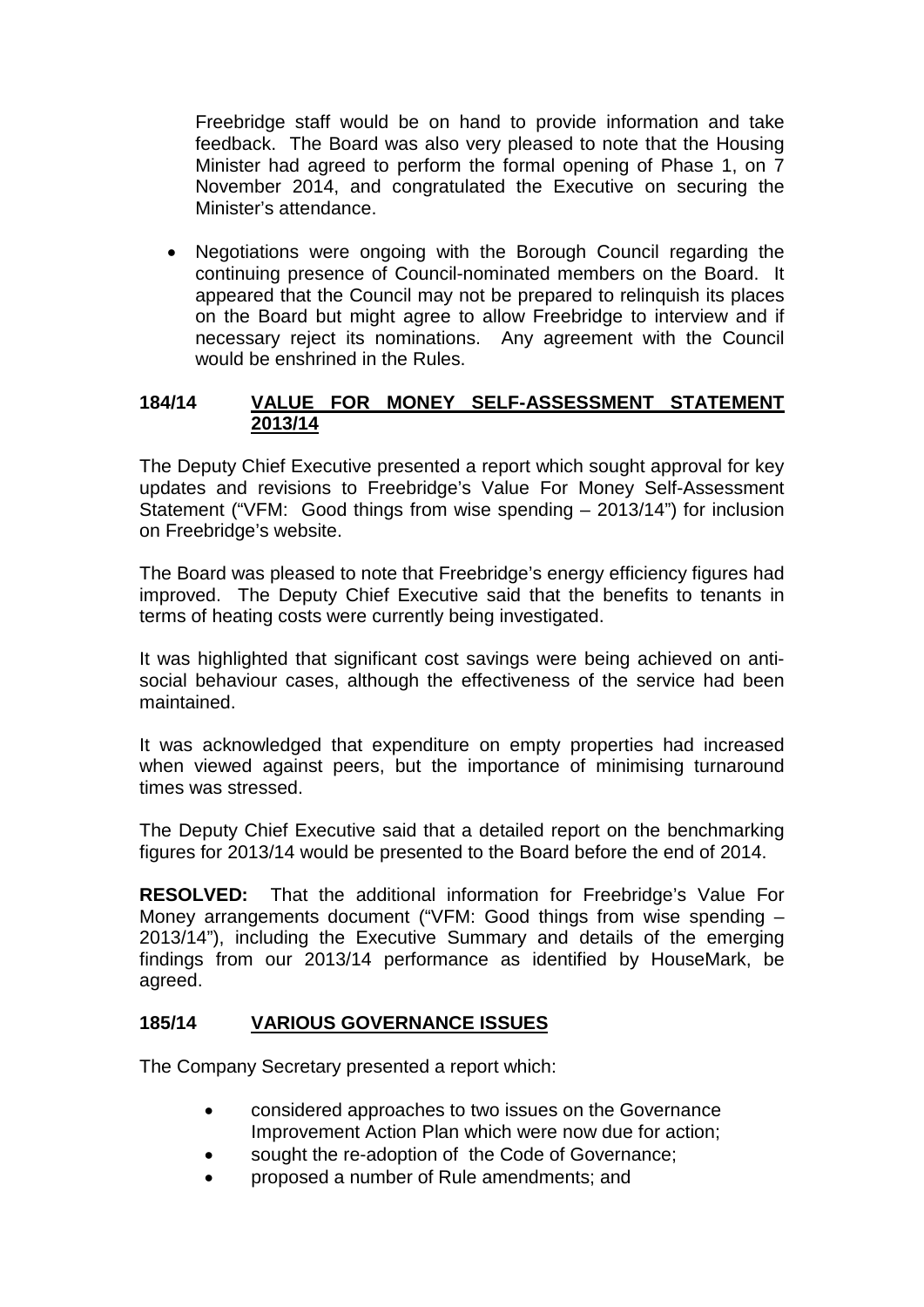Freebridge staff would be on hand to provide information and take feedback. The Board was also very pleased to note that the Housing Minister had agreed to perform the formal opening of Phase 1, on 7 November 2014, and congratulated the Executive on securing the Minister's attendance.

- Negotiations were ongoing with the Borough Council regarding the continuing presence of Council-nominated members on the Board. It appeared that the Council may not be prepared to relinquish its places on the Board but might agree to allow Freebridge to interview and if necessary reject its nominations. Any agreement with the Council would be enshrined in the Rules.

## 184/14 VALUE FOR MONEY SELF-ASSESSMENT STATEMENT 2013/14

The Deputy Chief Executive presented a report which sought approval for key updates and revisions to Freebridge's Value For Money Self-Assessment Statement ("VFM: Good things from wise spending – 2013/14") for inclusion on Freebridge's website.

The Board was pleased to note that Freebridge's energy efficiency figures had improved. The Deputy Chief Executive said that the benefits to tenants in terms of heating costs were currently being investigated.

It was highlighted that significant cost savings were being achieved on anti-social behaviour cases, although the effectiveness of the service had been maintained.

It was acknowledged that expenditure on empty properties had increased when viewed against peers, but the importance of minimising turnaround times was stressed.

The Deputy Chief Executive said that a detailed report on the benchmarking figures for 2013/14 would be presented to the Board before the end of 2014.

**RESOLVED:** That the additional information for Freebridge's Value For Money arrangements document ("VFM: Good things from wise spending – 2013/14"), including the Executive Summary and details of the emerging findings from our 2013/14 performance as identified by HouseMark, be agreed.

## 185/14 VARIOUS GOVERNANCE ISSUES

The Company Secretary presented a report which:

- considered approaches to two issues on the Governance Improvement Action Plan which were now due for action;
- sought the re-adoption of the Code of Governance;
- proposed a number of Rule amendments; and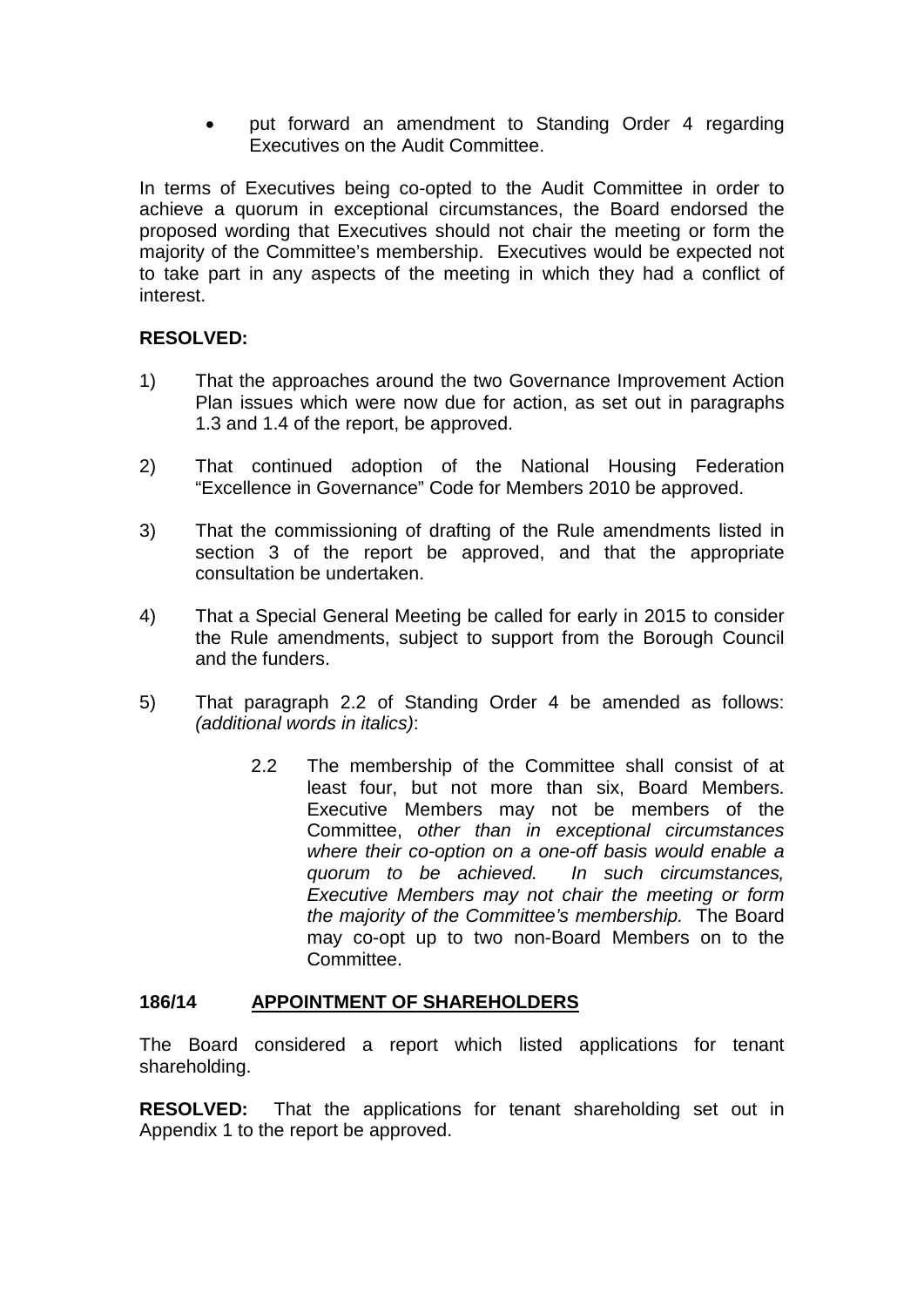- put forward an amendment to Standing Order 4 regarding Executives on the Audit Committee.

In terms of Executives being co-opted to the Audit Committee in order to achieve a quorum in exceptional circumstances, the Board endorsed the proposed wording that Executives should not chair the meeting or form the majority of the Committee's membership. Executives would be expected not to take part in any aspects of the meeting in which they had a conflict of interest.

**RESOLVED:**

1) That the approaches around the two Governance Improvement Action Plan issues which were now due for action, as set out in paragraphs 1.3 and 1.4 of the report, be approved.

2) That continued adoption of the National Housing Federation "Excellence in Governance" Code for Members 2010 be approved.

3) That the commissioning of drafting of the Rule amendments listed in section 3 of the report be approved, and that the appropriate consultation be undertaken.

4) That a Special General Meeting be called for early in 2015 to consider the Rule amendments, subject to support from the Borough Council and the funders.

5) That paragraph 2.2 of Standing Order 4 be amended as follows: *(additional words in italics)*:

    2.2 The membership of the Committee shall consist of at least four, but not more than six, Board Members. Executive Members may not be members of the Committee, *other than in exceptional circumstances where their co-option on a one-off basis would enable a quorum to be achieved. In such circumstances, Executive Members may not chair the meeting or form the majority of the Committee's membership.* The Board may co-opt up to two non-Board Members on to the Committee.

**186/14 <u>APPOINTMENT OF SHAREHOLDERS</u>**

The Board considered a report which listed applications for tenant shareholding.

**RESOLVED:** That the applications for tenant shareholding set out in Appendix 1 to the report be approved.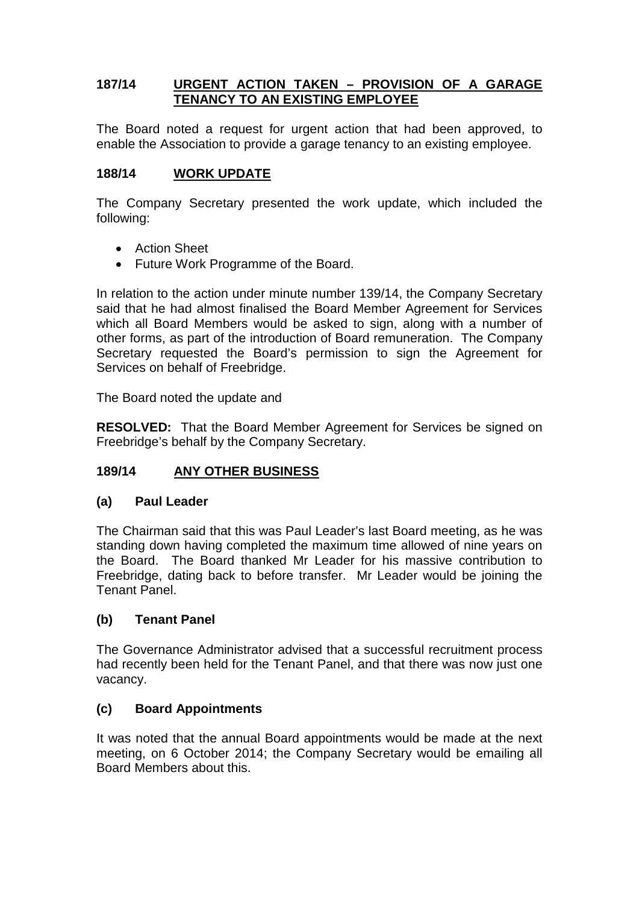## 187/14 URGENT ACTION TAKEN – PROVISION OF A GARAGE TENANCY TO AN EXISTING EMPLOYEE

The Board noted a request for urgent action that had been approved, to enable the Association to provide a garage tenancy to an existing employee.

## 188/14 WORK UPDATE

The Company Secretary presented the work update, which included the following:

- Action Sheet
- Future Work Programme of the Board.

In relation to the action under minute number 139/14, the Company Secretary said that he had almost finalised the Board Member Agreement for Services which all Board Members would be asked to sign, along with a number of other forms, as part of the introduction of Board remuneration. The Company Secretary requested the Board's permission to sign the Agreement for Services on behalf of Freebridge.

The Board noted the update and

**RESOLVED:** That the Board Member Agreement for Services be signed on Freebridge's behalf by the Company Secretary.

## 189/14 ANY OTHER BUSINESS

### (a) Paul Leader

The Chairman said that this was Paul Leader's last Board meeting, as he was standing down having completed the maximum time allowed of nine years on the Board. The Board thanked Mr Leader for his massive contribution to Freebridge, dating back to before transfer. Mr Leader would be joining the Tenant Panel.

### (b) Tenant Panel

The Governance Administrator advised that a successful recruitment process had recently been held for the Tenant Panel, and that there was now just one vacancy.

### (c) Board Appointments

It was noted that the annual Board appointments would be made at the next meeting, on 6 October 2014; the Company Secretary would be emailing all Board Members about this.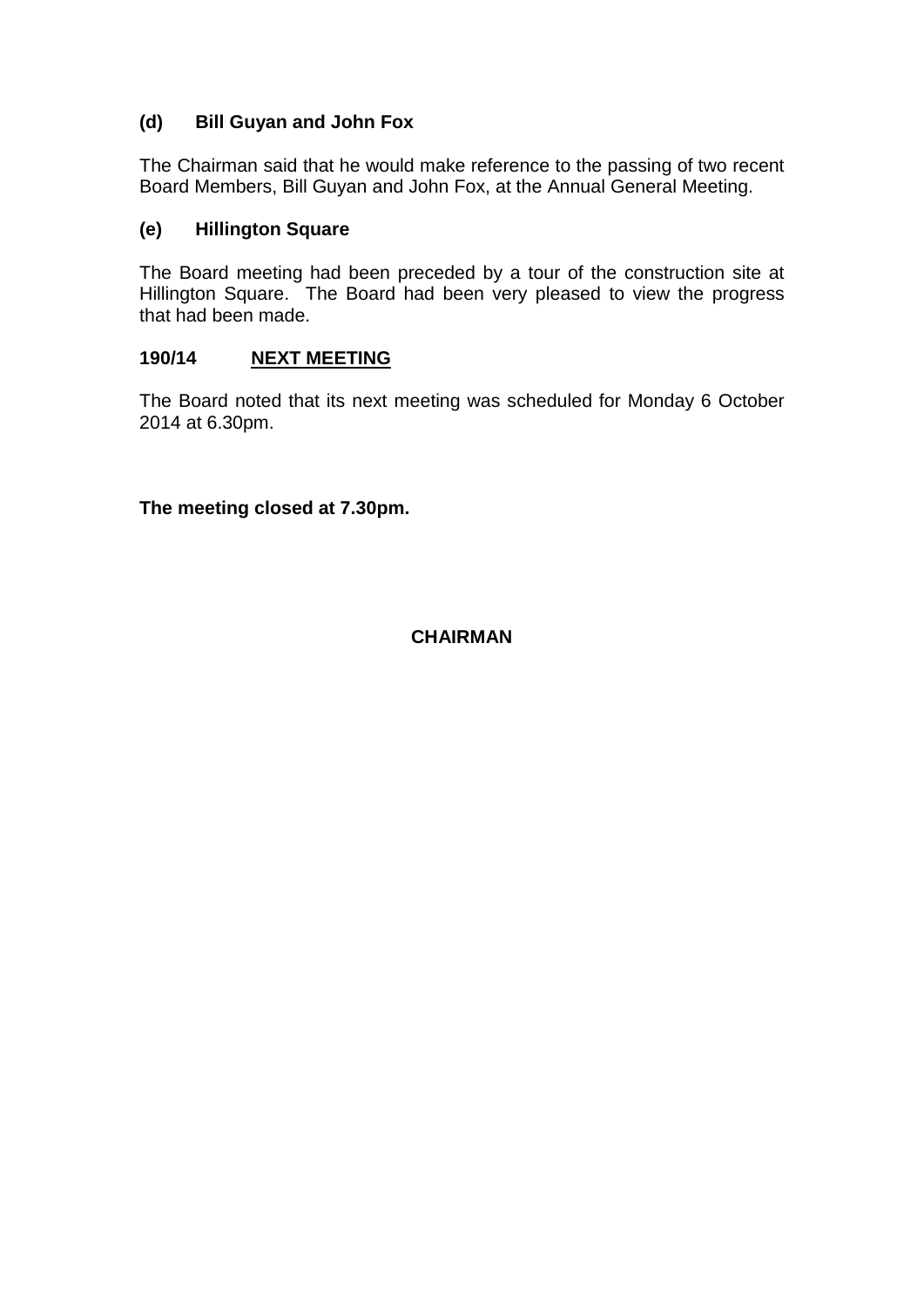**(d) Bill Guyan and John Fox**

The Chairman said that he would make reference to the passing of two recent Board Members, Bill Guyan and John Fox, at the Annual General Meeting.

**(e) Hillington Square**

The Board meeting had been preceded by a tour of the construction site at Hillington Square. The Board had been very pleased to view the progress that had been made.

**190/14 <u>NEXT MEETING</u>**

The Board noted that its next meeting was scheduled for Monday 6 October 2014 at 6.30pm.

**The meeting closed at 7.30pm.**

**CHAIRMAN**